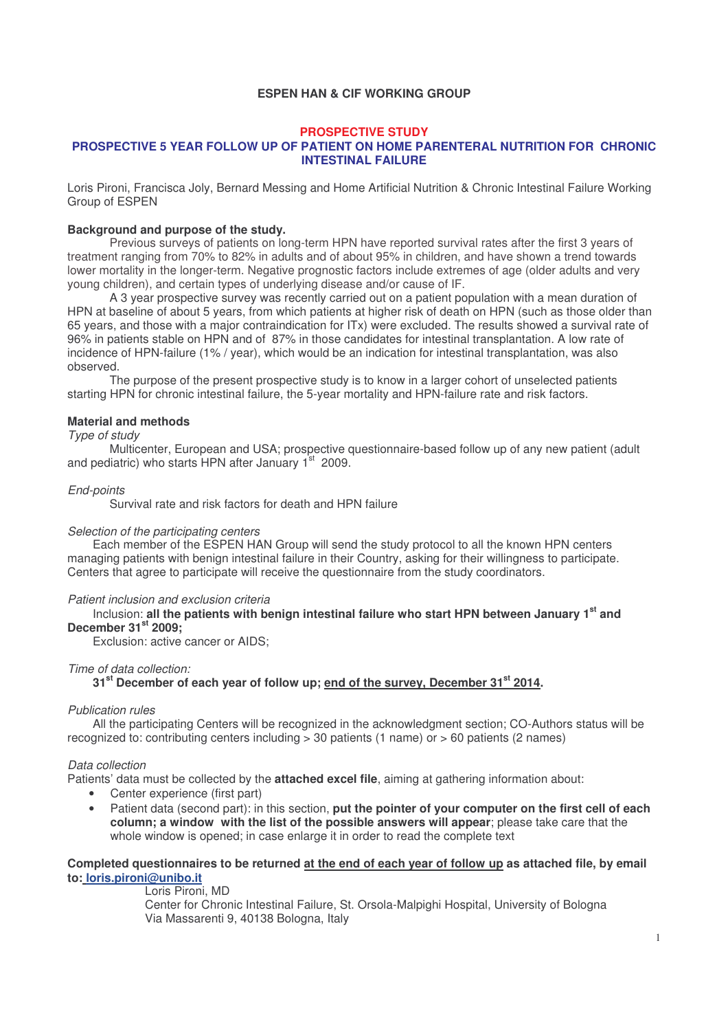**ESPEN HAN & CIF WORKING GROUP**

**PROSPECTIVE STUDY**

**PROSPECTIVE 5 YEAR FOLLOW UP OF PATIENT ON HOME PARENTERAL NUTRITION FOR CHRONIC INTESTINAL FAILURE**

Loris Pironi, Francisca Joly, Bernard Messing and Home Artificial Nutrition & Chronic Intestinal Failure Working Group of ESPEN

**Background and purpose of the study.**

Previous surveys of patients on long-term HPN have reported survival rates after the first 3 years of treatment ranging from 70% to 82% in adults and of about 95% in children, and have shown a trend towards lower mortality in the longer-term. Negative prognostic factors include extremes of age (older adults and very young children), and certain types of underlying disease and/or cause of IF.

A 3 year prospective survey was recently carried out on a patient population with a mean duration of HPN at baseline of about 5 years, from which patients at higher risk of death on HPN (such as those older than 65 years, and those with a major contraindication for ITx) were excluded. The results showed a survival rate of 96% in patients stable on HPN and of 87% in those candidates for intestinal transplantation. A low rate of incidence of HPN-failure (1% / year), which would be an indication for intestinal transplantation, was also observed.

The purpose of the present prospective study is to know in a larger cohort of unselected patients starting HPN for chronic intestinal failure, the 5-year mortality and HPN-failure rate and risk factors.

**Material and methods**

*Type of study*

Multicenter, European and USA; prospective questionnaire-based follow up of any new patient (adult and pediatric) who starts HPN after January 1st 2009.

*End-points*

Survival rate and risk factors for death and HPN failure

*Selection of the participating centers*

Each member of the ESPEN HAN Group will send the study protocol to all the known HPN centers managing patients with benign intestinal failure in their Country, asking for their willingness to participate. Centers that agree to participate will receive the questionnaire from the study coordinators.

*Patient inclusion and exclusion criteria*

Inclusion: **all the patients with benign intestinal failure who start HPN between January 1st and December 31st 2009;**

Exclusion: active cancer or AIDS;

*Time of data collection:*

**31st December of each year of follow up; end of the survey, December 31st 2014.**

*Publication rules*

All the participating Centers will be recognized in the acknowledgment section; CO-Authors status will be recognized to: contributing centers including > 30 patients (1 name) or > 60 patients (2 names)

*Data collection*

Patients' data must be collected by the **attached excel file**, aiming at gathering information about:

- Center experience (first part)
- Patient data (second part): in this section, **put the pointer of your computer on the first cell of each column; a window with the list of the possible answers will appear**; please take care that the whole window is opened; in case enlarge it in order to read the complete text

**Completed questionnaires to be returned at the end of each year of follow up as attached file, by email to: loris.pironi@unibo.it**

Loris Pironi, MD
Center for Chronic Intestinal Failure, St. Orsola-Malpighi Hospital, University of Bologna
Via Massarenti 9, 40138 Bologna, Italy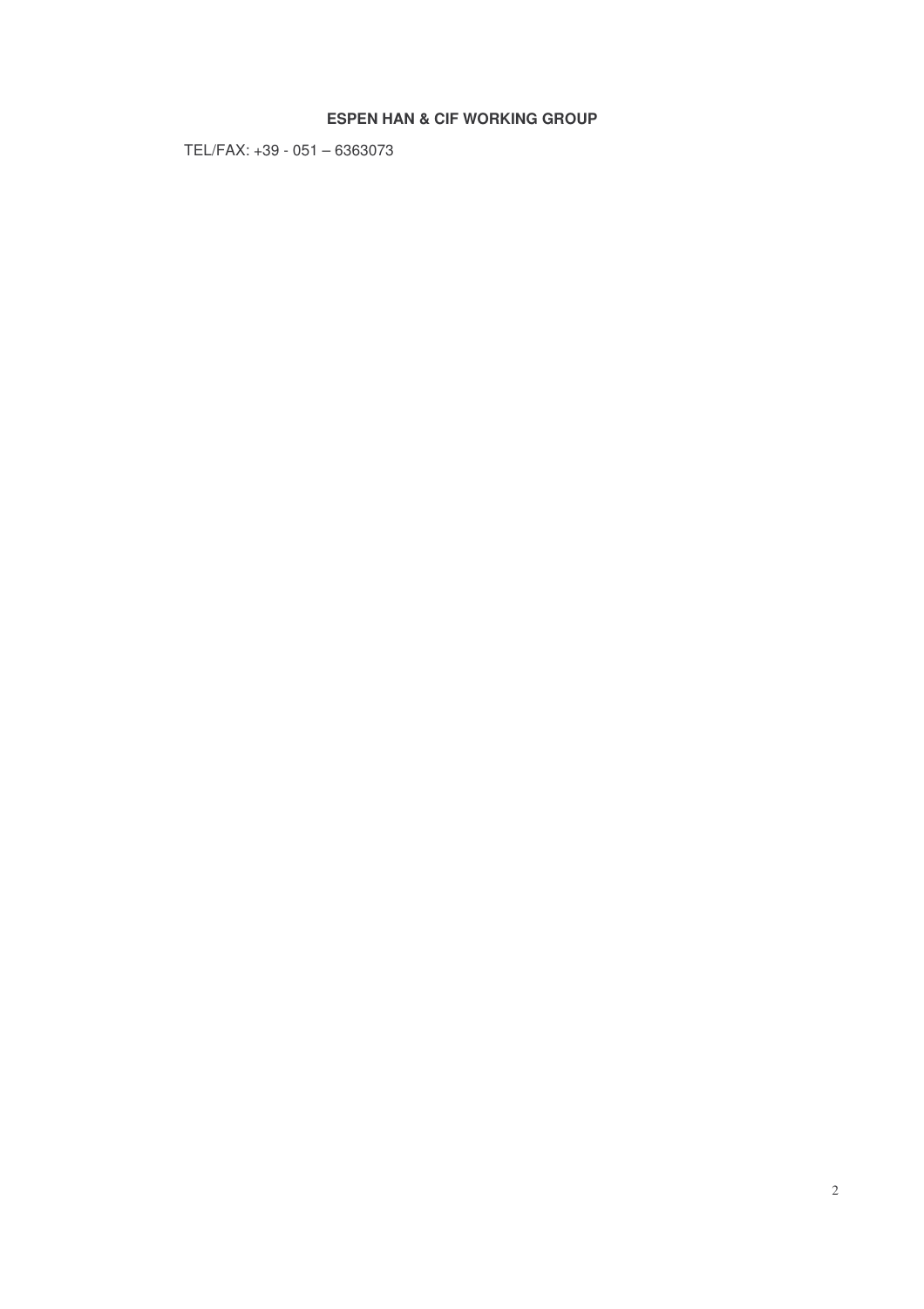**ESPEN HAN & CIF WORKING GROUP**

TEL/FAX: +39 - 051 – 6363073